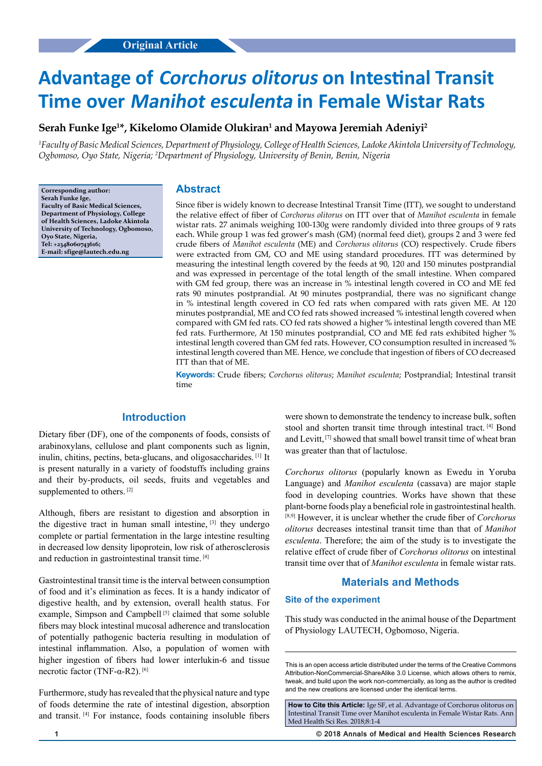Original Article

# Advantage of *Corchorus olitorus* on Intestinal Transit Time over *Manihot esculenta* in Female Wistar Rats

**Serah Funke Ige[1]*, Kikelomo Olamide Olukiran[1] and Mayowa Jeremiah Adeniyi[2]**

*[1]Faculty of Basic Medical Sciences, Department of Physiology, College of Health Sciences, Ladoke Akintola University of Technology, Ogbomoso, Oyo State, Nigeria; [2]Department of Physiology, University of Benin, Benin, Nigeria*

**Corresponding author: Serah Funke Ige, Faculty of Basic Medical Sciences, Department of Physiology, College of Health Sciences, Ladoke Akintola University of Technology, Ogbomoso, Oyo State, Nigeria, Tel: +2348060743616; E-mail: sfige@lautech.edu.ng**

## Abstract

Since fiber is widely known to decrease Intestinal Transit Time (ITT), we sought to understand the relative effect of fiber of *Corchorus olitorus* on ITT over that of *Manihot esculenta* in female wistar rats. 27 animals weighing 100-130g were randomly divided into three groups of 9 rats each. While group 1 was fed grower's mash (GM) (normal feed diet), groups 2 and 3 were fed crude fibers of *Manihot esculenta* (ME) and *Corchorus olitorus* (CO) respectively. Crude fibers were extracted from GM, CO and ME using standard procedures. ITT was determined by measuring the intestinal length covered by the feeds at 90, 120 and 150 minutes postprandial and was expressed in percentage of the total length of the small intestine. When compared with GM fed group, there was an increase in % intestinal length covered in CO and ME fed rats 90 minutes postprandial. At 90 minutes postprandial, there was no significant change in % intestinal length covered in CO fed rats when compared with rats given ME. At 120 minutes postprandial, ME and CO fed rats showed increased % intestinal length covered when compared with GM fed rats. CO fed rats showed a higher % intestinal length covered than ME fed rats. Furthermore, At 150 minutes postprandial, CO and ME fed rats exhibited higher % intestinal length covered than GM fed rats. However, CO consumption resulted in increased % intestinal length covered than ME. Hence, we conclude that ingestion of fibers of CO decreased ITT than that of ME.

**Keywords:** Crude fibers; *Corchorus olitorus*; *Manihot esculenta*; Postprandial; Intestinal transit time

## Introduction

Dietary fiber (DF), one of the components of foods, consists of arabinoxylans, cellulose and plant components such as lignin, inulin, chitins, pectins, beta-glucans, and oligosaccharides. [1] It is present naturally in a variety of foodstuffs including grains and their by-products, oil seeds, fruits and vegetables and supplemented to others. [2]

Although, fibers are resistant to digestion and absorption in the digestive tract in human small intestine, [3] they undergo complete or partial fermentation in the large intestine resulting in decreased low density lipoprotein, low risk of atherosclerosis and reduction in gastrointestinal transit time. [4]

Gastrointestinal transit time is the interval between consumption of food and it's elimination as feces. It is a handy indicator of digestive health, and by extension, overall health status. For example, Simpson and Campbell [5] claimed that some soluble fibers may block intestinal mucosal adherence and translocation of potentially pathogenic bacteria resulting in modulation of intestinal inflammation. Also, a population of women with higher ingestion of fibers had lower interlukin-6 and tissue necrotic factor (TNF-α-R2). [6]

Furthermore, study has revealed that the physical nature and type of foods determine the rate of intestinal digestion, absorption and transit. [4] For instance, foods containing insoluble fibers were shown to demonstrate the tendency to increase bulk, soften stool and shorten transit time through intestinal tract. [4] Bond and Levitt, [7] showed that small bowel transit time of wheat bran was greater than that of lactulose.

*Corchorus olitorus* (popularly known as Ewedu in Yoruba Language) and *Manihot esculenta* (cassava) are major staple food in developing countries. Works have shown that these plant-borne foods play a beneficial role in gastrointestinal health. [8,9] However, it is unclear whether the crude fiber of *Corchorus olitorus* decreases intestinal transit time than that of *Manihot esculenta*. Therefore; the aim of the study is to investigate the relative effect of crude fiber of *Corchorus olitorus* on intestinal transit time over that of *Manihot esculenta* in female wistar rats.

## Materials and Methods

### Site of the experiment

This study was conducted in the animal house of the Department of Physiology LAUTECH, Ogbomoso, Nigeria.

This is an open access article distributed under the terms of the Creative Commons Attribution-NonCommercial-ShareAlike 3.0 License, which allows others to remix, tweak, and build upon the work non-commercially, as long as the author is credited and the new creations are licensed under the identical terms.

**How to Cite this Article:** Ige SF, et al. Advantage of Corchorus olitorus on Intestinal Transit Time over Manihot esculenta in Female Wistar Rats. Ann Med Health Sci Res. 2018;8:1-4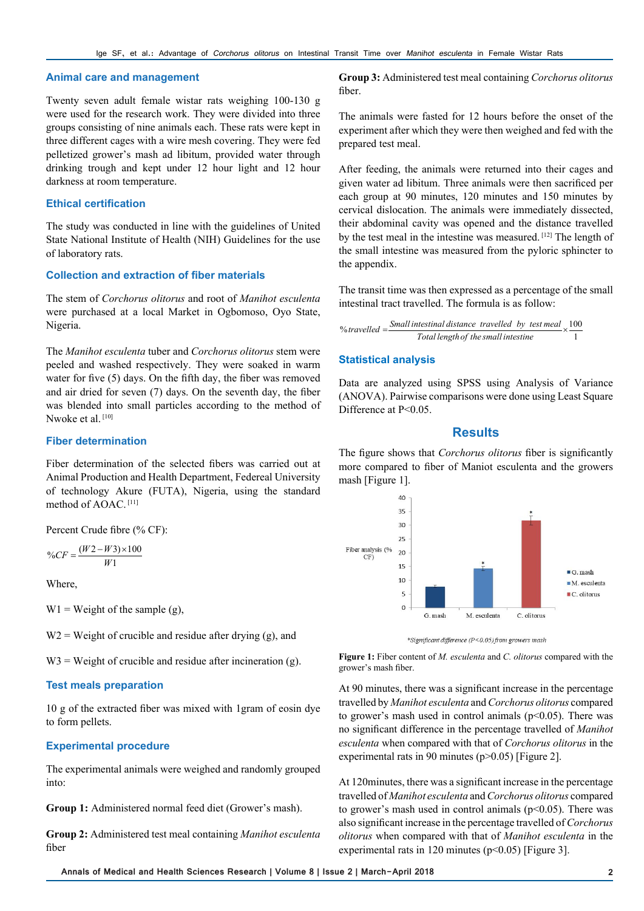## Animal care and management

Twenty seven adult female wistar rats weighing 100-130 g were used for the research work. They were divided into three groups consisting of nine animals each. These rats were kept in three different cages with a wire mesh covering. They were fed pelletized grower's mash ad libitum, provided water through drinking trough and kept under 12 hour light and 12 hour darkness at room temperature.

## Ethical certification

The study was conducted in line with the guidelines of United State National Institute of Health (NIH) Guidelines for the use of laboratory rats.

## Collection and extraction of fiber materials

The stem of *Corchorus olitorus* and root of *Manihot esculenta* were purchased at a local Market in Ogbomoso, Oyo State, Nigeria.

The *Manihot esculenta* tuber and *Corchorus olitorus* stem were peeled and washed respectively. They were soaked in warm water for five (5) days. On the fifth day, the fiber was removed and air dried for seven (7) days. On the seventh day, the fiber was blended into small particles according to the method of Nwoke et al. [10]

## Fiber determination

Fiber determination of the selected fibers was carried out at Animal Production and Health Department, Federeal University of technology Akure (FUTA), Nigeria, using the standard method of AOAC. [11]

Percent Crude fibre (% CF):

$$\%CF = \frac{(W2 - W3) \times 100}{W1}$$

Where,

W1 = Weight of the sample (g),

W2 = Weight of crucible and residue after drying (g), and

W3 = Weight of crucible and residue after incineration (g).

## Test meals preparation

10 g of the extracted fiber was mixed with 1gram of eosin dye to form pellets.

## Experimental procedure

The experimental animals were weighed and randomly grouped into:

**Group 1:** Administered normal feed diet (Grower's mash).

**Group 2:** Administered test meal containing *Manihot esculenta* fiber

**Group 3:** Administered test meal containing *Corchorus olitorus* fiber.

The animals were fasted for 12 hours before the onset of the experiment after which they were then weighed and fed with the prepared test meal.

After feeding, the animals were returned into their cages and given water ad libitum. Three animals were then sacrificed per each group at 90 minutes, 120 minutes and 150 minutes by cervical dislocation. The animals were immediately dissected, their abdominal cavity was opened and the distance travelled by the test meal in the intestine was measured. [12] The length of the small intestine was measured from the pyloric sphincter to the appendix.

The transit time was then expressed as a percentage of the small intestinal tract travelled. The formula is as follow:

$$\%travelled = \frac{Small\ intestinal\ distance\ travelled\ by\ test\ meal}{Total\ length\ of\ the\ small\ intestine} \times \frac{100}{1}$$

## Statistical analysis

Data are analyzed using SPSS using Analysis of Variance (ANOVA). Pairwise comparisons were done using Least Square Difference at P<0.05.

# Results

The figure shows that *Corchorus olitorus* fiber is significantly more compared to fiber of Maniot esculenta and the growers mash [Figure 1].

*Significant difference (P<0.05) from growers mash

**Figure 1:** Fiber content of *M. esculenta* and *C. olitorus* compared with the grower's mash fiber.

At 90 minutes, there was a significant increase in the percentage travelled by *Manihot esculenta* and *Corchorus olitorus* compared to grower's mash used in control animals (p<0.05). There was no significant difference in the percentage travelled of *Manihot esculenta* when compared with that of *Corchorus olitorus* in the experimental rats in 90 minutes (p>0.05) [Figure 2].

At 120minutes, there was a significant increase in the percentage travelled of *Manihot esculenta* and *Corchorus olitorus* compared to grower's mash used in control animals (p<0.05). There was also significant increase in the percentage travelled of *Corchorus olitorus* when compared with that of *Manihot esculenta* in the experimental rats in 120 minutes (p<0.05) [Figure 3].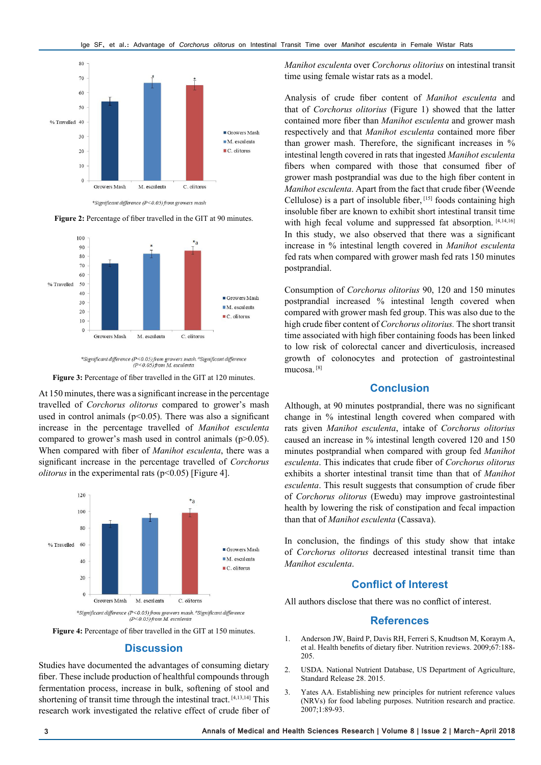*Significant difference (P<0.05) from growers mash

**Figure 2:** Percentage of fiber travelled in the GIT at 90 minutes.

*Significant difference (P<0.05) from growers mash. [a]Significant difference (P<0.05) from M. esculenta

**Figure 3:** Percentage of fiber travelled in the GIT at 120 minutes.

At 150 minutes, there was a significant increase in the percentage travelled of *Corchorus olitorus* compared to grower's mash used in control animals ($p<0.05$). There was also a significant increase in the percentage travelled of *Manihot esculenta* compared to grower's mash used in control animals ($p>0.05$). When compared with fiber of *Manihot esculenta*, there was a significant increase in the percentage travelled of *Corchorus olitorus* in the experimental rats ($p<0.05$) [Figure 4].

*Significant difference (P<0.05) from growers mash. [a]Significant difference (P<0.05) from M. esculenta

**Figure 4:** Percentage of fiber travelled in the GIT at 150 minutes.

## Discussion

Studies have documented the advantages of consuming dietary fiber. These include production of healthful compounds through fermentation process, increase in bulk, softening of stool and shortening of transit time through the intestinal tract. [4,13,14] This research work investigated the relative effect of crude fiber of *Manihot esculenta* over *Corchorus olitorius* on intestinal transit time using female wistar rats as a model.

Analysis of crude fiber content of *Manihot esculenta* and that of *Corchorus olitorius* (Figure 1) showed that the latter contained more fiber than *Manihot esculenta* and grower mash respectively and that *Manihot esculenta* contained more fiber than grower mash. Therefore, the significant increases in % intestinal length covered in rats that ingested *Manihot esculenta* fibers when compared with those that consumed fiber of grower mash postprandial was due to the high fiber content in *Manihot esculenta*. Apart from the fact that crude fiber (Weende Cellulose) is a part of insoluble fiber, [15] foods containing high insoluble fiber are known to exhibit short intestinal transit time with high fecal volume and suppressed fat absorption. [4,14,16] In this study, we also observed that there was a significant increase in % intestinal length covered in *Manihot esculenta* fed rats when compared with grower mash fed rats 150 minutes postprandial.

Consumption of *Corchorus olitorius* 90, 120 and 150 minutes postprandial increased % intestinal length covered when compared with grower mash fed group. This was also due to the high crude fiber content of *Corchorus olitorius.* The short transit time associated with high fiber containing foods has been linked to low risk of colorectal cancer and diverticulosis, increased growth of colonocytes and protection of gastrointestinal mucosa. [8]

## Conclusion

Although, at 90 minutes postprandial, there was no significant change in % intestinal length covered when compared with rats given *Manihot esculenta*, intake of *Corchorus olitorius* caused an increase in % intestinal length covered 120 and 150 minutes postprandial when compared with group fed *Manihot esculenta*. This indicates that crude fiber of *Corchorus olitorus* exhibits a shorter intestinal transit time than that of *Manihot esculenta*. This result suggests that consumption of crude fiber of *Corchorus olitorus* (Ewedu) may improve gastrointestinal health by lowering the risk of constipation and fecal impaction than that of *Manihot esculenta* (Cassava).

In conclusion, the findings of this study show that intake of *Corchorus olitorus* decreased intestinal transit time than *Manihot esculenta*.

## Conflict of Interest

All authors disclose that there was no conflict of interest.

## References

1. Anderson JW, Baird P, Davis RH, Ferreri S, Knudtson M, Koraym A, et al. Health benefits of dietary fiber. Nutrition reviews. 2009;67:188-205.
2. USDA. National Nutrient Database, US Department of Agriculture, Standard Release 28. 2015.
3. Yates AA. Establishing new principles for nutrient reference values (NRVs) for food labeling purposes. Nutrition research and practice. 2007;1:89-93.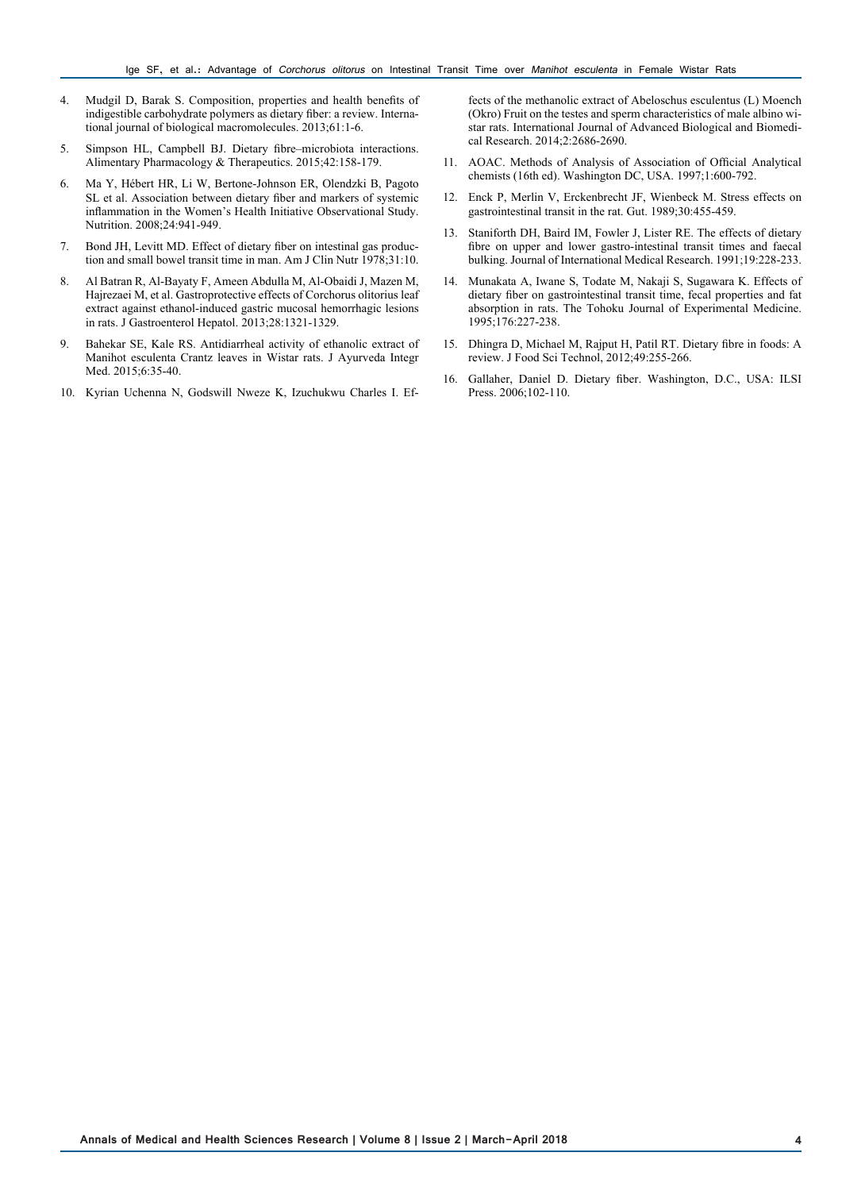4. Mudgil D, Barak S. Composition, properties and health benefits of indigestible carbohydrate polymers as dietary fiber: a review. International journal of biological macromolecules. 2013;61:1-6.
5. Simpson HL, Campbell BJ. Dietary fibre–microbiota interactions. Alimentary Pharmacology & Therapeutics. 2015;42:158-179.
6. Ma Y, Hébert HR, Li W, Bertone-Johnson ER, Olendzki B, Pagoto SL et al. Association between dietary fiber and markers of systemic inflammation in the Women's Health Initiative Observational Study. Nutrition. 2008;24:941-949.
7. Bond JH, Levitt MD. Effect of dietary fiber on intestinal gas production and small bowel transit time in man. Am J Clin Nutr 1978;31:10.
8. Al Batran R, Al-Bayaty F, Ameen Abdulla M, Al-Obaidi J, Mazen M, Hajrezaei M, et al. Gastroprotective effects of Corchorus olitorius leaf extract against ethanol-induced gastric mucosal hemorrhagic lesions in rats. J Gastroenterol Hepatol. 2013;28:1321-1329.
9. Bahekar SE, Kale RS. Antidiarrheal activity of ethanolic extract of Manihot esculenta Crantz leaves in Wistar rats. J Ayurveda Integr Med. 2015;6:35-40.
10. Kyrian Uchenna N, Godswill Nweze K, Izuchukwu Charles I. Effects of the methanolic extract of Abeloschus esculentus (L) Moench (Okro) Fruit on the testes and sperm characteristics of male albino wistar rats. International Journal of Advanced Biological and Biomedical Research. 2014;2:2686-2690.
11. AOAC. Methods of Analysis of Association of Official Analytical chemists (16th ed). Washington DC, USA. 1997;1:600-792.
12. Enck P, Merlin V, Erckenbrecht JF, Wienbeck M. Stress effects on gastrointestinal transit in the rat. Gut. 1989;30:455-459.
13. Staniforth DH, Baird IM, Fowler J, Lister RE. The effects of dietary fibre on upper and lower gastro-intestinal transit times and faecal bulking. Journal of International Medical Research. 1991;19:228-233.
14. Munakata A, Iwane S, Todate M, Nakaji S, Sugawara K. Effects of dietary fiber on gastrointestinal transit time, fecal properties and fat absorption in rats. The Tohoku Journal of Experimental Medicine. 1995;176:227-238.
15. Dhingra D, Michael M, Rajput H, Patil RT. Dietary fibre in foods: A review. J Food Sci Technol, 2012;49:255-266.
16. Gallaher, Daniel D. Dietary fiber. Washington, D.C., USA: ILSI Press. 2006;102-110.